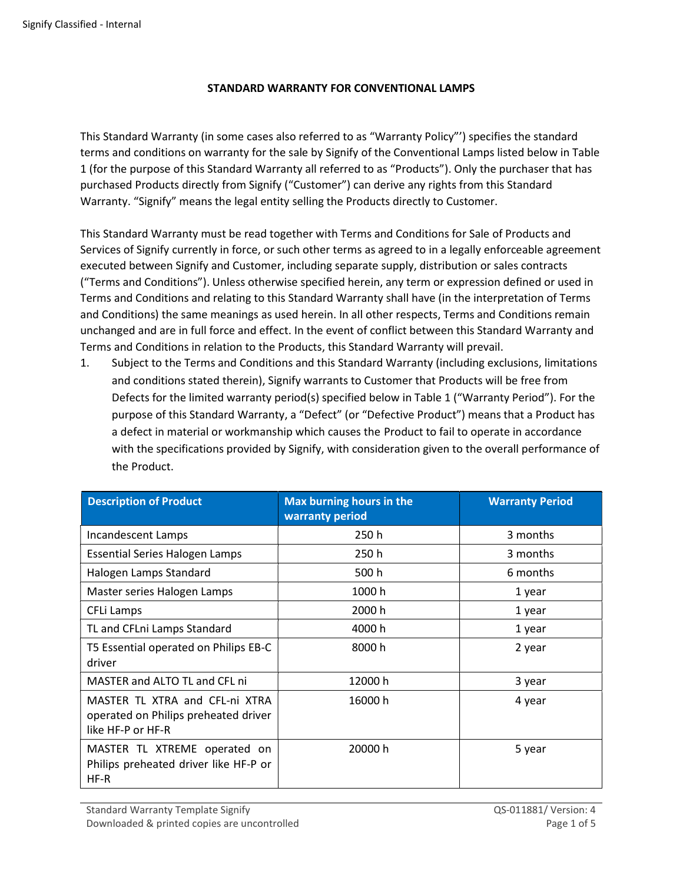## STANDARD WARRANTY FOR CONVENTIONAL LAMPS

This Standard Warranty (in some cases also referred to as "Warranty Policy"') specifies the standard terms and conditions on warranty for the sale by Signify of the Conventional Lamps listed below in Table 1 (for the purpose of this Standard Warranty all referred to as "Products"). Only the purchaser that has purchased Products directly from Signify ("Customer") can derive any rights from this Standard Warranty. "Signify" means the legal entity selling the Products directly to Customer.

This Standard Warranty must be read together with Terms and Conditions for Sale of Products and Services of Signify currently in force, or such other terms as agreed to in a legally enforceable agreement executed between Signify and Customer, including separate supply, distribution or sales contracts ("Terms and Conditions"). Unless otherwise specified herein, any term or expression defined or used in Terms and Conditions and relating to this Standard Warranty shall have (in the interpretation of Terms and Conditions) the same meanings as used herein. In all other respects, Terms and Conditions remain unchanged and are in full force and effect. In the event of conflict between this Standard Warranty and Terms and Conditions in relation to the Products, this Standard Warranty will prevail.

1. Subject to the Terms and Conditions and this Standard Warranty (including exclusions, limitations and conditions stated therein), Signify warrants to Customer that Products will be free from Defects for the limited warranty period(s) specified below in Table 1 ("Warranty Period"). For the purpose of this Standard Warranty, a "Defect" (or "Defective Product") means that a Product has a defect in material or workmanship which causes the Product to fail to operate in accordance with the specifications provided by Signify, with consideration given to the overall performance of the Product.

| Description of Product | Max burning hours in the warranty period | Warranty Period |
|---|---|---|
| Incandescent Lamps | 250 h | 3 months |
| Essential Series Halogen Lamps | 250 h | 3 months |
| Halogen Lamps Standard | 500 h | 6 months |
| Master series Halogen Lamps | 1000 h | 1 year |
| CFLi Lamps | 2000 h | 1 year |
| TL and CFLni Lamps Standard | 4000 h | 1 year |
| T5 Essential operated on Philips EB-C driver | 8000 h | 2 year |
| MASTER and ALTO TL and CFL ni | 12000 h | 3 year |
| MASTER TL XTRA and CFL-ni XTRA operated on Philips preheated driver like HF-P or HF-R | 16000 h | 4 year |
| MASTER TL XTREME operated on Philips preheated driver like HF-P or HF-R | 20000 h | 5 year |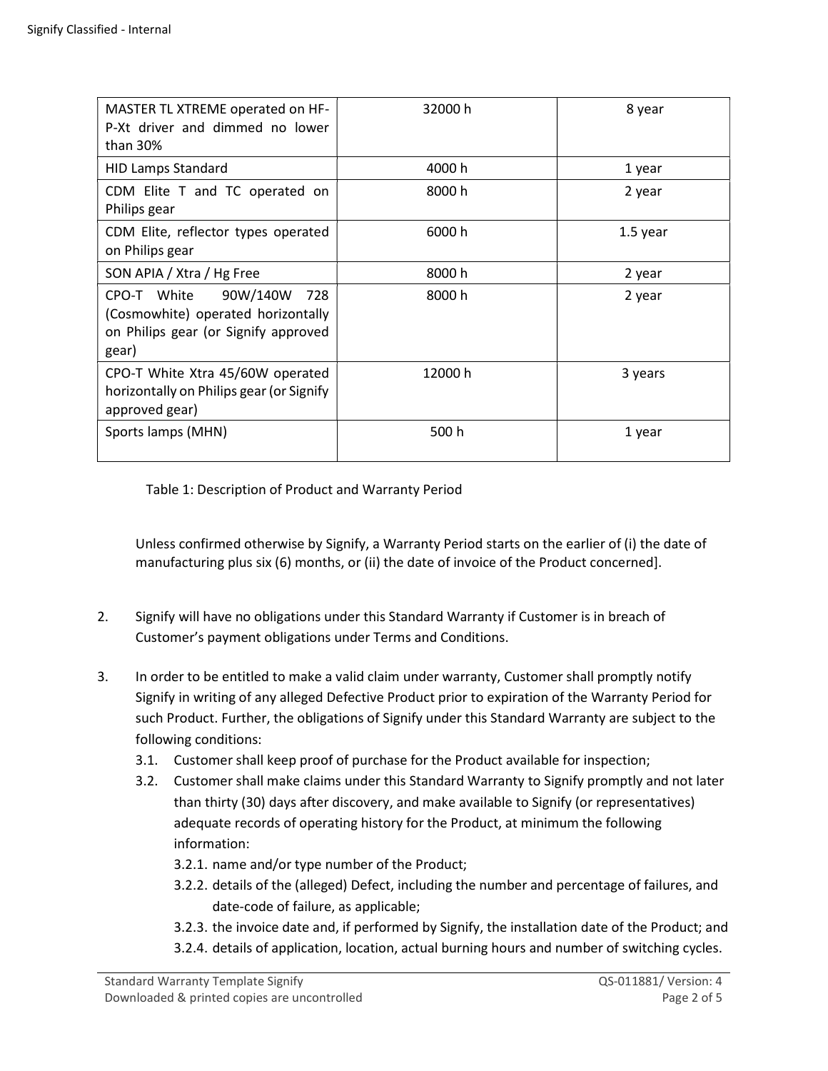| MASTER TL XTREME operated on HF-P-Xt driver and dimmed no lower than 30% | 32000 h | 8 year |
|---|---|---|
| HID Lamps Standard | 4000 h | 1 year |
| CDM Elite T and TC operated on Philips gear | 8000 h | 2 year |
| CDM Elite, reflector types operated on Philips gear | 6000 h | 1.5 year |
| SON APIA / Xtra / Hg Free | 8000 h | 2 year |
| CPO-T White 90W/140W 728 (Cosmowhite) operated horizontally on Philips gear (or Signify approved gear) | 8000 h | 2 year |
| CPO-T White Xtra 45/60W operated horizontally on Philips gear (or Signify approved gear) | 12000 h | 3 years |
| Sports lamps (MHN) | 500 h | 1 year |

Table 1: Description of Product and Warranty Period

Unless confirmed otherwise by Signify, a Warranty Period starts on the earlier of (i) the date of manufacturing plus six (6) months, or (ii) the date of invoice of the Product concerned].

2. Signify will have no obligations under this Standard Warranty if Customer is in breach of Customer's payment obligations under Terms and Conditions.

3. In order to be entitled to make a valid claim under warranty, Customer shall promptly notify Signify in writing of any alleged Defective Product prior to expiration of the Warranty Period for such Product. Further, the obligations of Signify under this Standard Warranty are subject to the following conditions:
   3.1. Customer shall keep proof of purchase for the Product available for inspection;
   3.2. Customer shall make claims under this Standard Warranty to Signify promptly and not later than thirty (30) days after discovery, and make available to Signify (or representatives) adequate records of operating history for the Product, at minimum the following information:
      3.2.1. name and/or type number of the Product;
      3.2.2. details of the (alleged) Defect, including the number and percentage of failures, and date-code of failure, as applicable;
      3.2.3. the invoice date and, if performed by Signify, the installation date of the Product; and
      3.2.4. details of application, location, actual burning hours and number of switching cycles.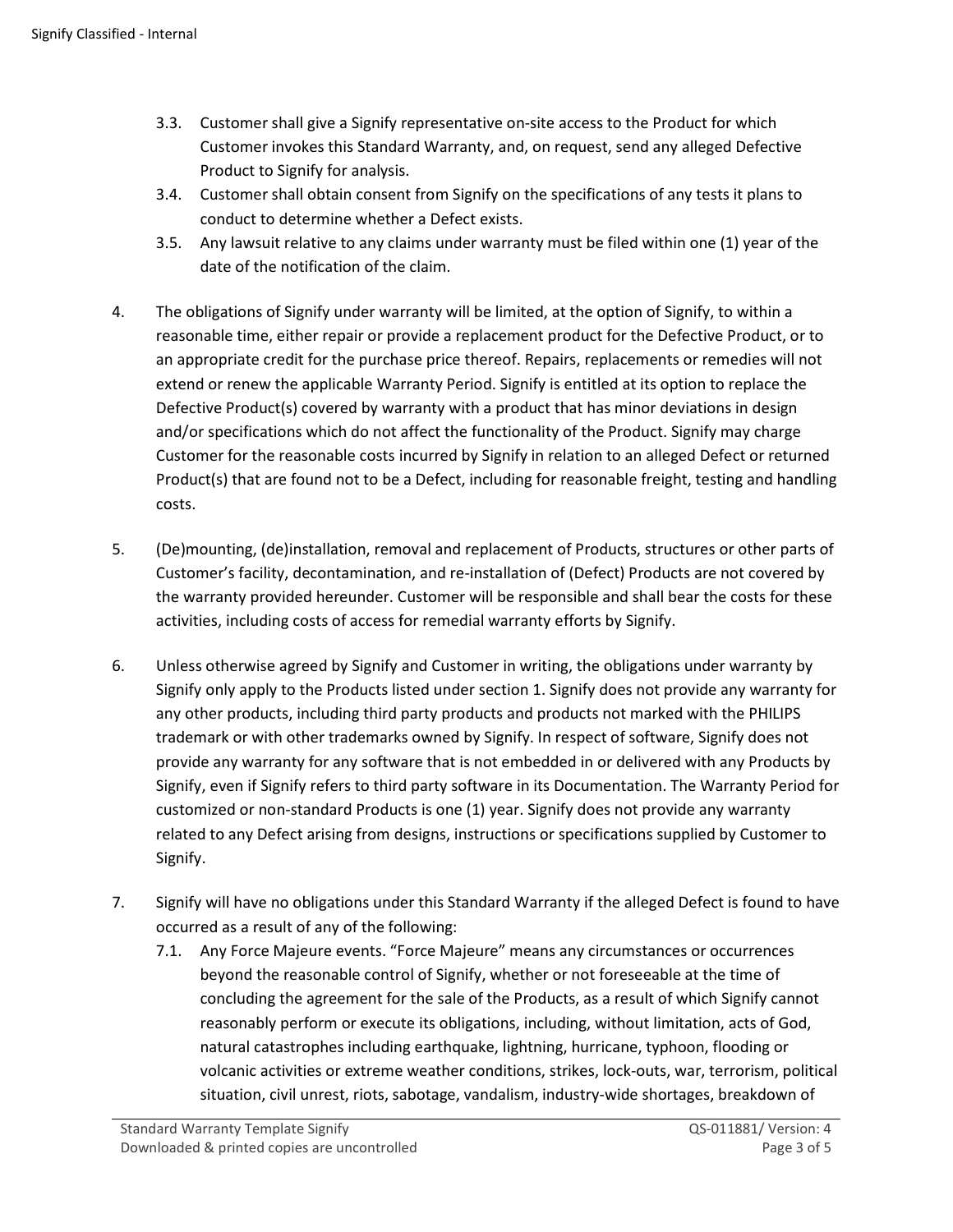3.3. Customer shall give a Signify representative on-site access to the Product for which Customer invokes this Standard Warranty, and, on request, send any alleged Defective Product to Signify for analysis.

3.4. Customer shall obtain consent from Signify on the specifications of any tests it plans to conduct to determine whether a Defect exists.

3.5. Any lawsuit relative to any claims under warranty must be filed within one (1) year of the date of the notification of the claim.

4. The obligations of Signify under warranty will be limited, at the option of Signify, to within a reasonable time, either repair or provide a replacement product for the Defective Product, or to an appropriate credit for the purchase price thereof. Repairs, replacements or remedies will not extend or renew the applicable Warranty Period. Signify is entitled at its option to replace the Defective Product(s) covered by warranty with a product that has minor deviations in design and/or specifications which do not affect the functionality of the Product. Signify may charge Customer for the reasonable costs incurred by Signify in relation to an alleged Defect or returned Product(s) that are found not to be a Defect, including for reasonable freight, testing and handling costs.

5. (De)mounting, (de)installation, removal and replacement of Products, structures or other parts of Customer's facility, decontamination, and re-installation of (Defect) Products are not covered by the warranty provided hereunder. Customer will be responsible and shall bear the costs for these activities, including costs of access for remedial warranty efforts by Signify.

6. Unless otherwise agreed by Signify and Customer in writing, the obligations under warranty by Signify only apply to the Products listed under section 1. Signify does not provide any warranty for any other products, including third party products and products not marked with the PHILIPS trademark or with other trademarks owned by Signify. In respect of software, Signify does not provide any warranty for any software that is not embedded in or delivered with any Products by Signify, even if Signify refers to third party software in its Documentation. The Warranty Period for customized or non-standard Products is one (1) year. Signify does not provide any warranty related to any Defect arising from designs, instructions or specifications supplied by Customer to Signify.

7. Signify will have no obligations under this Standard Warranty if the alleged Defect is found to have occurred as a result of any of the following:

   7.1. Any Force Majeure events. "Force Majeure" means any circumstances or occurrences beyond the reasonable control of Signify, whether or not foreseeable at the time of concluding the agreement for the sale of the Products, as a result of which Signify cannot reasonably perform or execute its obligations, including, without limitation, acts of God, natural catastrophes including earthquake, lightning, hurricane, typhoon, flooding or volcanic activities or extreme weather conditions, strikes, lock-outs, war, terrorism, political situation, civil unrest, riots, sabotage, vandalism, industry-wide shortages, breakdown of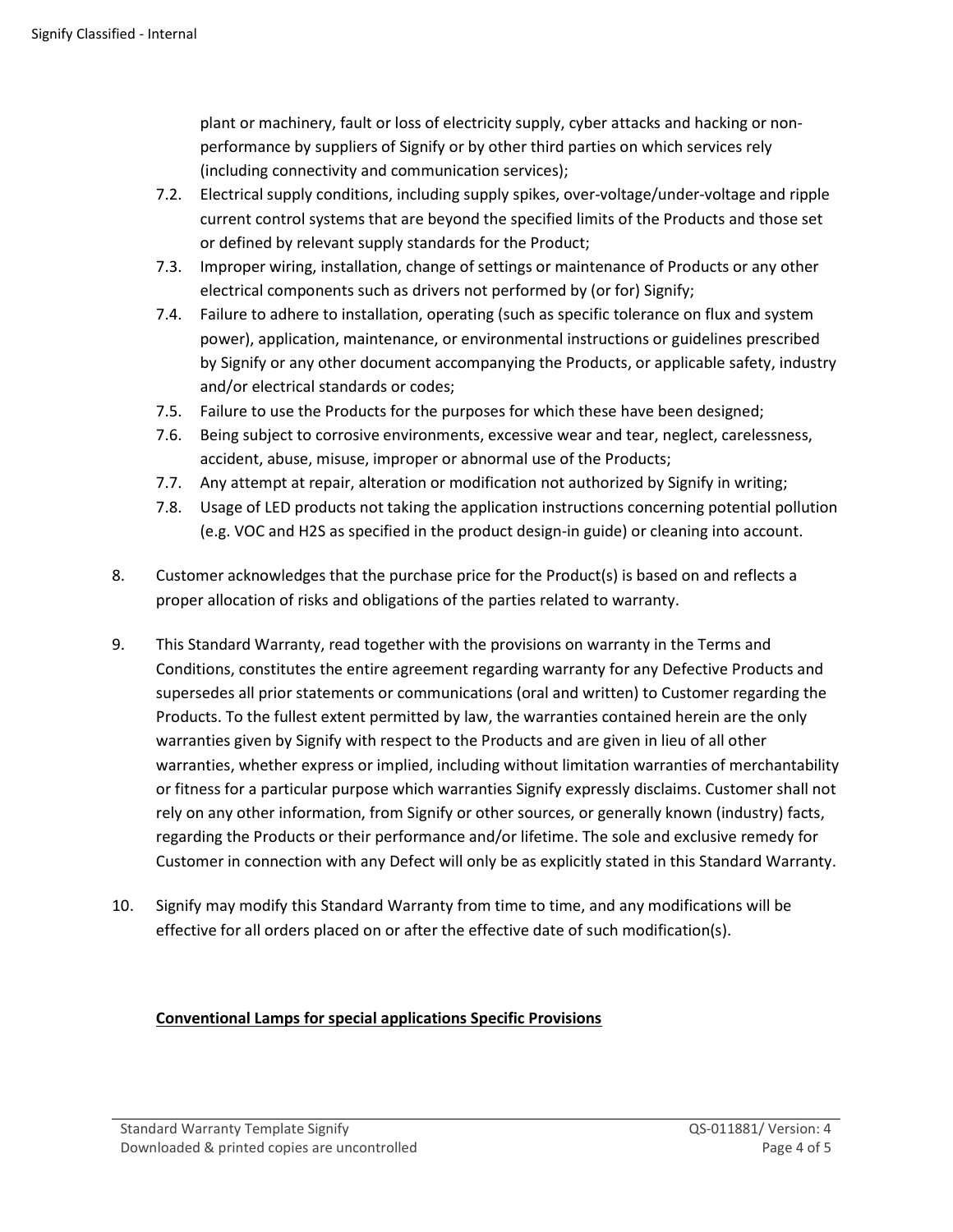plant or machinery, fault or loss of electricity supply, cyber attacks and hacking or non-performance by suppliers of Signify or by other third parties on which services rely (including connectivity and communication services);

7.2. Electrical supply conditions, including supply spikes, over-voltage/under-voltage and ripple current control systems that are beyond the specified limits of the Products and those set or defined by relevant supply standards for the Product;

7.3. Improper wiring, installation, change of settings or maintenance of Products or any other electrical components such as drivers not performed by (or for) Signify;

7.4. Failure to adhere to installation, operating (such as specific tolerance on flux and system power), application, maintenance, or environmental instructions or guidelines prescribed by Signify or any other document accompanying the Products, or applicable safety, industry and/or electrical standards or codes;

7.5. Failure to use the Products for the purposes for which these have been designed;

7.6. Being subject to corrosive environments, excessive wear and tear, neglect, carelessness, accident, abuse, misuse, improper or abnormal use of the Products;

7.7. Any attempt at repair, alteration or modification not authorized by Signify in writing;

7.8. Usage of LED products not taking the application instructions concerning potential pollution (e.g. VOC and $H_2S$ as specified in the product design-in guide) or cleaning into account.

8. Customer acknowledges that the purchase price for the Product(s) is based on and reflects a proper allocation of risks and obligations of the parties related to warranty.

9. This Standard Warranty, read together with the provisions on warranty in the Terms and Conditions, constitutes the entire agreement regarding warranty for any Defective Products and supersedes all prior statements or communications (oral and written) to Customer regarding the Products. To the fullest extent permitted by law, the warranties contained herein are the only warranties given by Signify with respect to the Products and are given in lieu of all other warranties, whether express or implied, including without limitation warranties of merchantability or fitness for a particular purpose which warranties Signify expressly disclaims. Customer shall not rely on any other information, from Signify or other sources, or generally known (industry) facts, regarding the Products or their performance and/or lifetime. The sole and exclusive remedy for Customer in connection with any Defect will only be as explicitly stated in this Standard Warranty.

10. Signify may modify this Standard Warranty from time to time, and any modifications will be effective for all orders placed on or after the effective date of such modification(s).

## Conventional Lamps for special applications Specific Provisions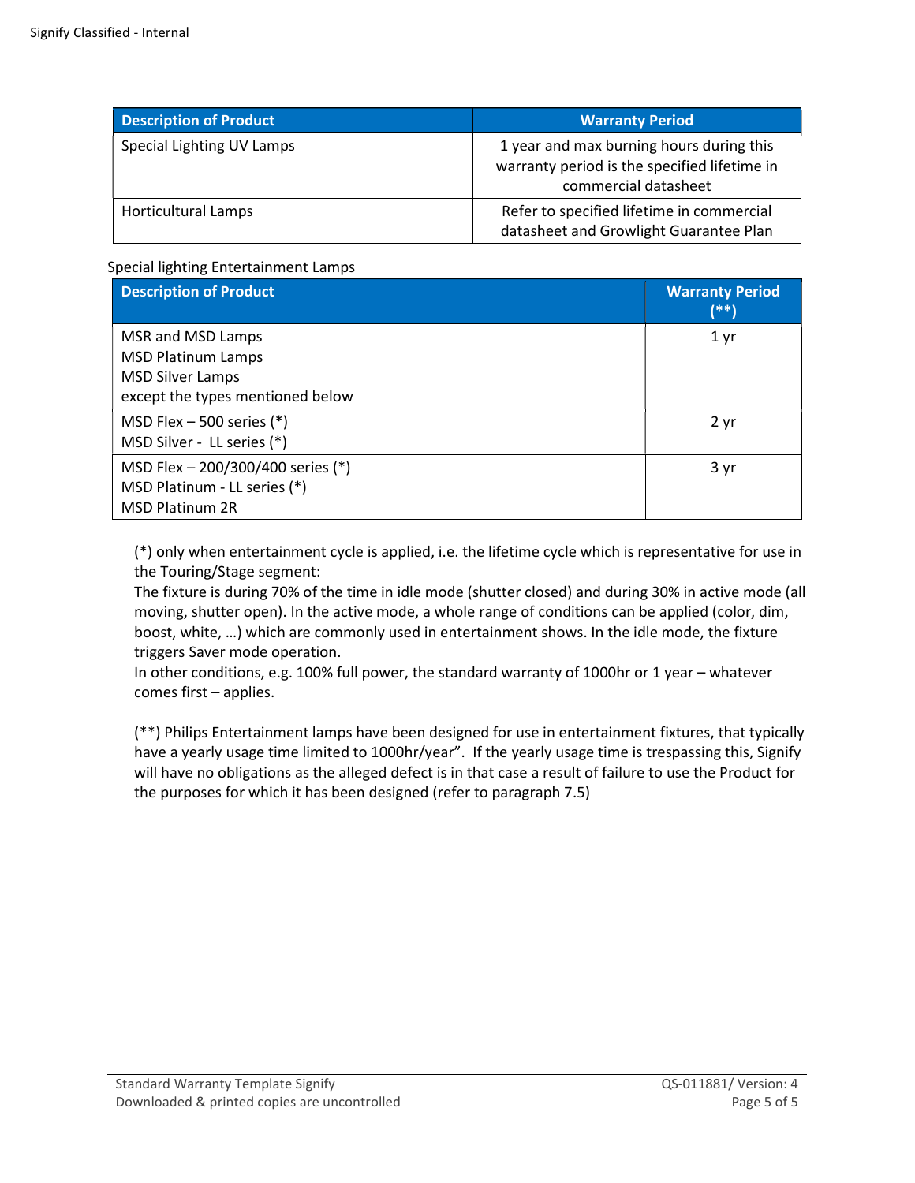| Description of Product | Warranty Period |
| --- | --- |
| Special Lighting UV Lamps | 1 year and max burning hours during this warranty period is the specified lifetime in commercial datasheet |
| Horticultural Lamps | Refer to specified lifetime in commercial datasheet and Growlight Guarantee Plan |

Special lighting Entertainment Lamps

| Description of Product | Warranty Period (**) |
| --- | --- |
| MSR and MSD Lamps<br>MSD Platinum Lamps<br>MSD Silver Lamps<br>except the types mentioned below | 1 yr |
| MSD Flex – 500 series (*)<br>MSD Silver - LL series (*) | 2 yr |
| MSD Flex – 200/300/400 series (*)<br>MSD Platinum - LL series (*)<br>MSD Platinum 2R | 3 yr |

(*) only when entertainment cycle is applied, i.e. the lifetime cycle which is representative for use in the Touring/Stage segment:
The fixture is during 70% of the time in idle mode (shutter closed) and during 30% in active mode (all moving, shutter open). In the active mode, a whole range of conditions can be applied (color, dim, boost, white, …) which are commonly used in entertainment shows. In the idle mode, the fixture triggers Saver mode operation.
In other conditions, e.g. 100% full power, the standard warranty of 1000hr or 1 year – whatever comes first – applies.

(**) Philips Entertainment lamps have been designed for use in entertainment fixtures, that typically have a yearly usage time limited to 1000hr/year". If the yearly usage time is trespassing this, Signify will have no obligations as the alleged defect is in that case a result of failure to use the Product for the purposes for which it has been designed (refer to paragraph 7.5)